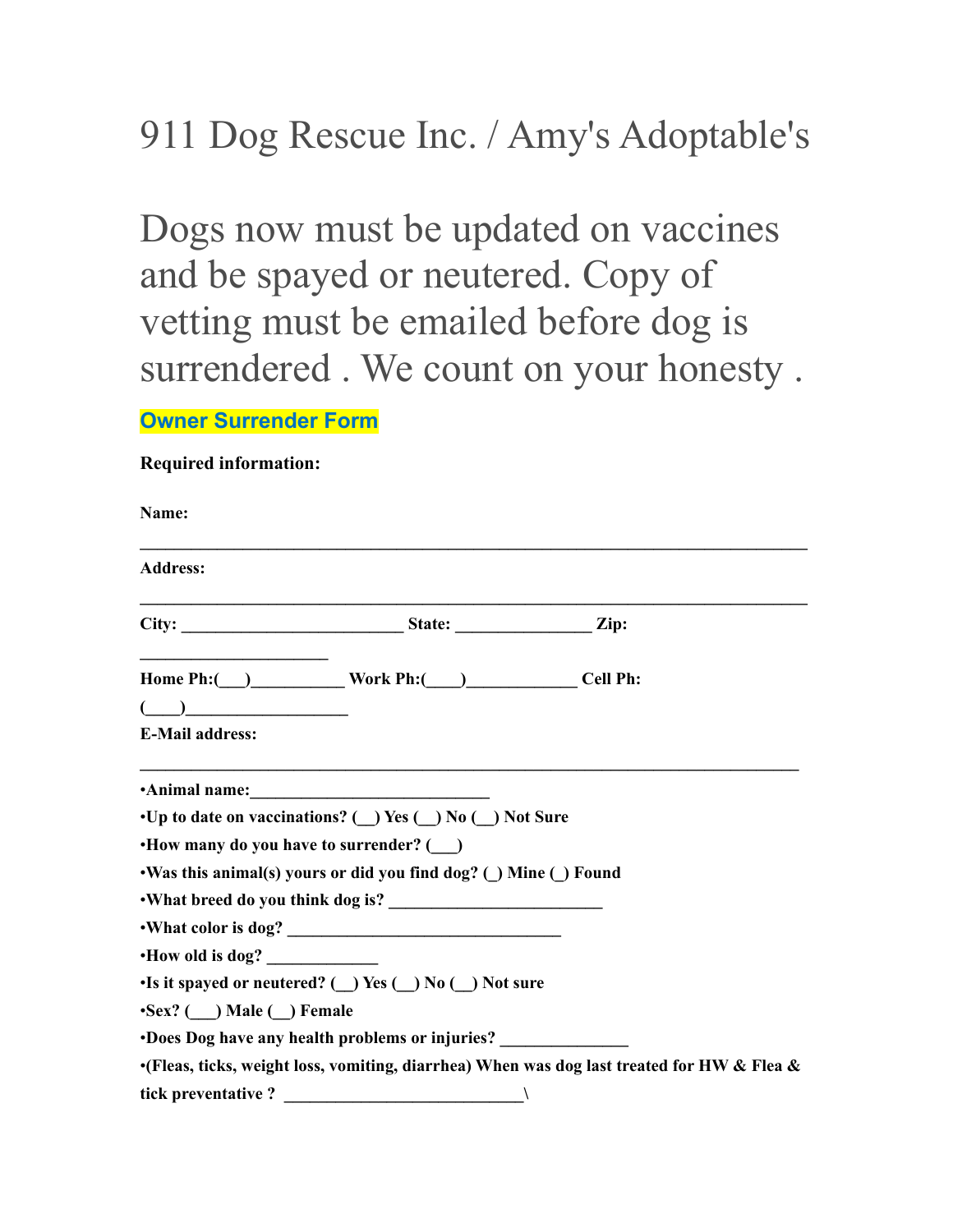# 911 Dog Rescue Inc. / Amy's Adoptable's

# Dogs now must be updated on vaccines and be spayed or neutered. Copy of vetting must be emailed before dog is surrendered . We count on your honesty .

**Owner Surrender Form**

**Required information:**

**Name:** ___________________________________________________________________________

**Address:** ___________________________________________________________________________

**City:** _________________________ **State:** _______________ **Zip:** _____________________

**Home Ph:(___)__________ Work Ph:(____)____________ Cell Ph: (____)_________________**

**E-Mail address:** ___________________________________________________________________________

**•Animal name:___________________________**

**•Up to date on vaccinations? (__) Yes (__) No (__) Not Sure**

**•How many do you have to surrender? (___)**

**•Was this animal(s) yours or did you find dog? (_) Mine (_) Found**

**•What breed do you think dog is? ________________________**

**•What color is dog? _______________________________**

**•How old is dog? ____________**

**•Is it spayed or neutered? (__) Yes (__) No (__) Not sure**

**•Sex? (___) Male (__) Female**

**•Does Dog have any health problems or injuries? ______________**

**•(Fleas, ticks, weight loss, vomiting, diarrhea) When was dog last treated for HW & Flea & tick preventative ? ___________________________\**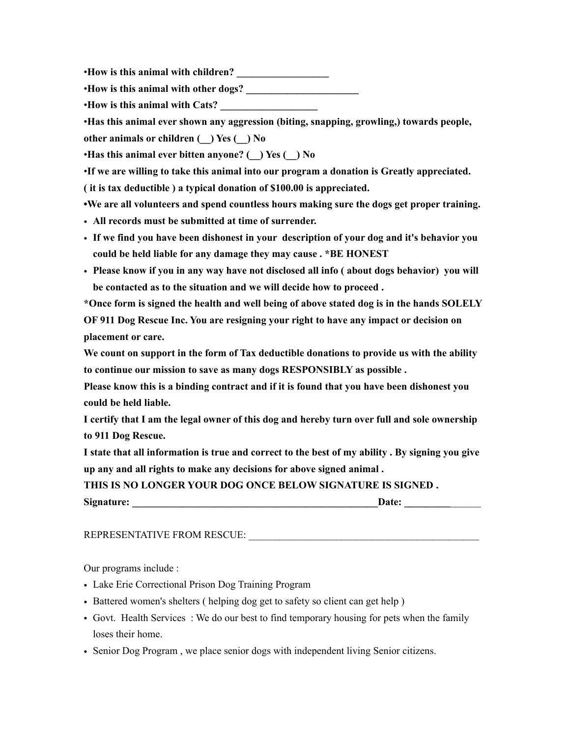**•How is this animal with children? __________________**

**•How is this animal with other dogs? ______________________**

**•How is this animal with Cats? ___________________**

**•Has this animal ever shown any aggression (biting, snapping, growling,) towards people, other animals or children (__) Yes (__) No**

**•Has this animal ever bitten anyone? (__) Yes (__) No**

**•If we are willing to take this animal into our program a donation is Greatly appreciated. ( it is tax deductible ) a typical donation of $100.00 is appreciated.**

**•We are all volunteers and spend countless hours making sure the dogs get proper training.**

- **All records must be submitted at time of surrender.**
- **If we find you have been dishonest in your description of your dog and it's behavior you could be held liable for any damage they may cause . *BE HONEST**
- **Please know if you in any way have not disclosed all info ( about dogs behavior) you will be contacted as to the situation and we will decide how to proceed .**

***Once form is signed the health and well being of above stated dog is in the hands SOLELY OF 911 Dog Rescue Inc. You are resigning your right to have any impact or decision on placement or care.**

**We count on support in the form of Tax deductible donations to provide us with the ability to continue our mission to save as many dogs RESPONSIBLY as possible .**

**Please know this is a binding contract and if it is found that you have been dishonest you could be held liable.**

**I certify that I am the legal owner of this dog and hereby turn over full and sole ownership to 911 Dog Rescue.**

**I state that all information is true and correct to the best of my ability . By signing you give up any and all rights to make any decisions for above signed animal .**

**THIS IS NO LONGER YOUR DOG ONCE BELOW SIGNATURE IS SIGNED .**

**Signature: __________________________________________________Date: _________**______

REPRESENTATIVE FROM RESCUE: ______________________________________________

Our programs include :

- Lake Erie Correctional Prison Dog Training Program
- Battered women's shelters ( helping dog get to safety so client can get help )
- Govt. Health Services : We do our best to find temporary housing for pets when the family loses their home.
- Senior Dog Program , we place senior dogs with independent living Senior citizens.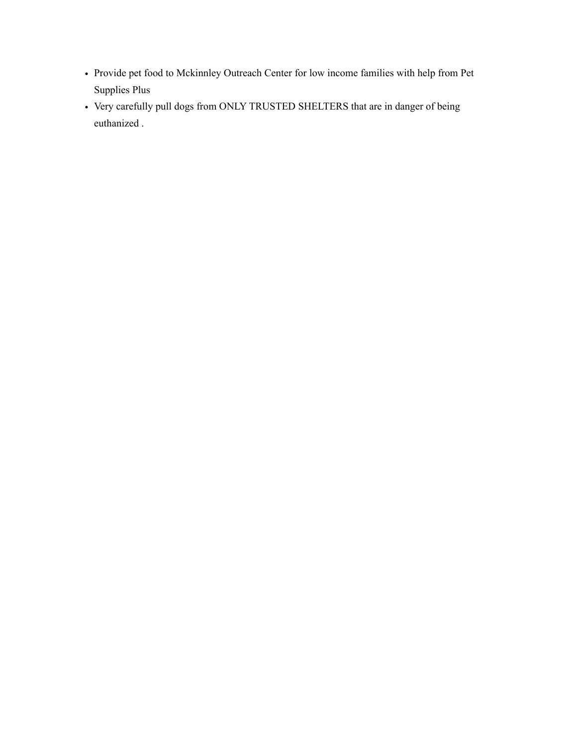- Provide pet food to Mckinnley Outreach Center for low income families with help from Pet Supplies Plus
- Very carefully pull dogs from ONLY TRUSTED SHELTERS that are in danger of being euthanized .